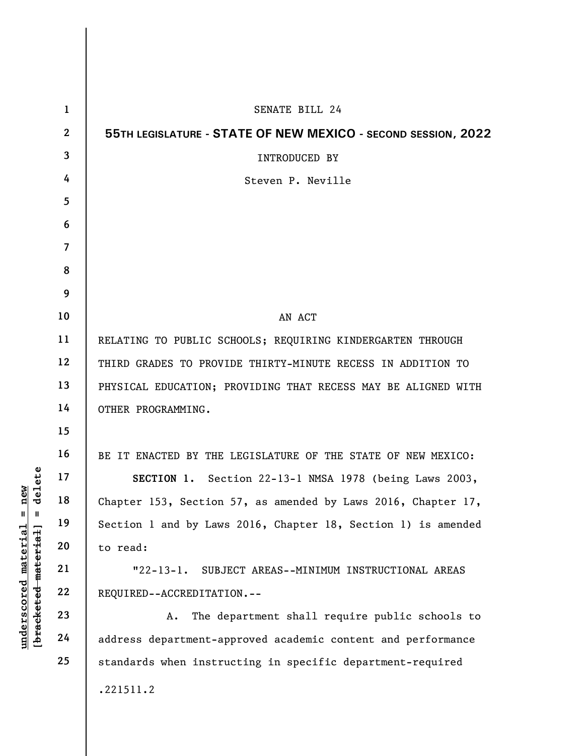SENATE BILL 24

**55TH LEGISLATURE - STATE OF NEW MEXICO - SECOND SESSION, 2022**

INTRODUCED BY

Steven P. Neville

AN ACT

RELATING TO PUBLIC SCHOOLS; REQUIRING KINDERGARTEN THROUGH THIRD GRADES TO PROVIDE THIRTY-MINUTE RECESS IN ADDITION TO PHYSICAL EDUCATION; PROVIDING THAT RECESS MAY BE ALIGNED WITH OTHER PROGRAMMING.

BE IT ENACTED BY THE LEGISLATURE OF THE STATE OF NEW MEXICO:

**SECTION 1.** Section 22-13-1 NMSA 1978 (being Laws 2003, Chapter 153, Section 57, as amended by Laws 2016, Chapter 17, Section 1 and by Laws 2016, Chapter 18, Section 1) is amended to read:

"22-13-1. SUBJECT AREAS--MINIMUM INSTRUCTIONAL AREAS REQUIRED--ACCREDITATION.--

A. The department shall require public schools to address department-approved academic content and performance standards when instructing in specific department-required

.221511.2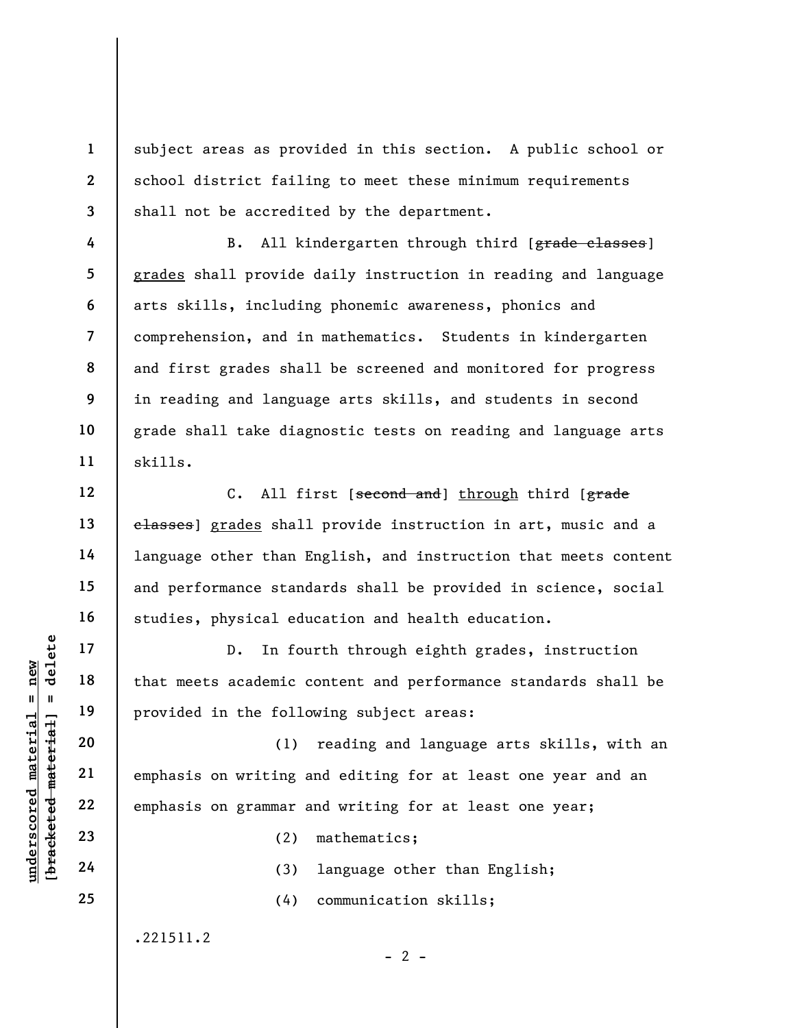subject areas as provided in this section. A public school or school district failing to meet these minimum requirements shall not be accredited by the department.

B. All kindergarten through third [~~grade classes~~] grades shall provide daily instruction in reading and language arts skills, including phonemic awareness, phonics and comprehension, and in mathematics. Students in kindergarten and first grades shall be screened and monitored for progress in reading and language arts skills, and students in second grade shall take diagnostic tests on reading and language arts skills.

C. All first [~~second and~~] through third [~~grade classes~~] grades shall provide instruction in art, music and a language other than English, and instruction that meets content and performance standards shall be provided in science, social studies, physical education and health education.

D. In fourth through eighth grades, instruction that meets academic content and performance standards shall be provided in the following subject areas:

(1) reading and language arts skills, with an emphasis on writing and editing for at least one year and an emphasis on grammar and writing for at least one year;

(2) mathematics;

(3) language other than English;

(4) communication skills;

.221511.2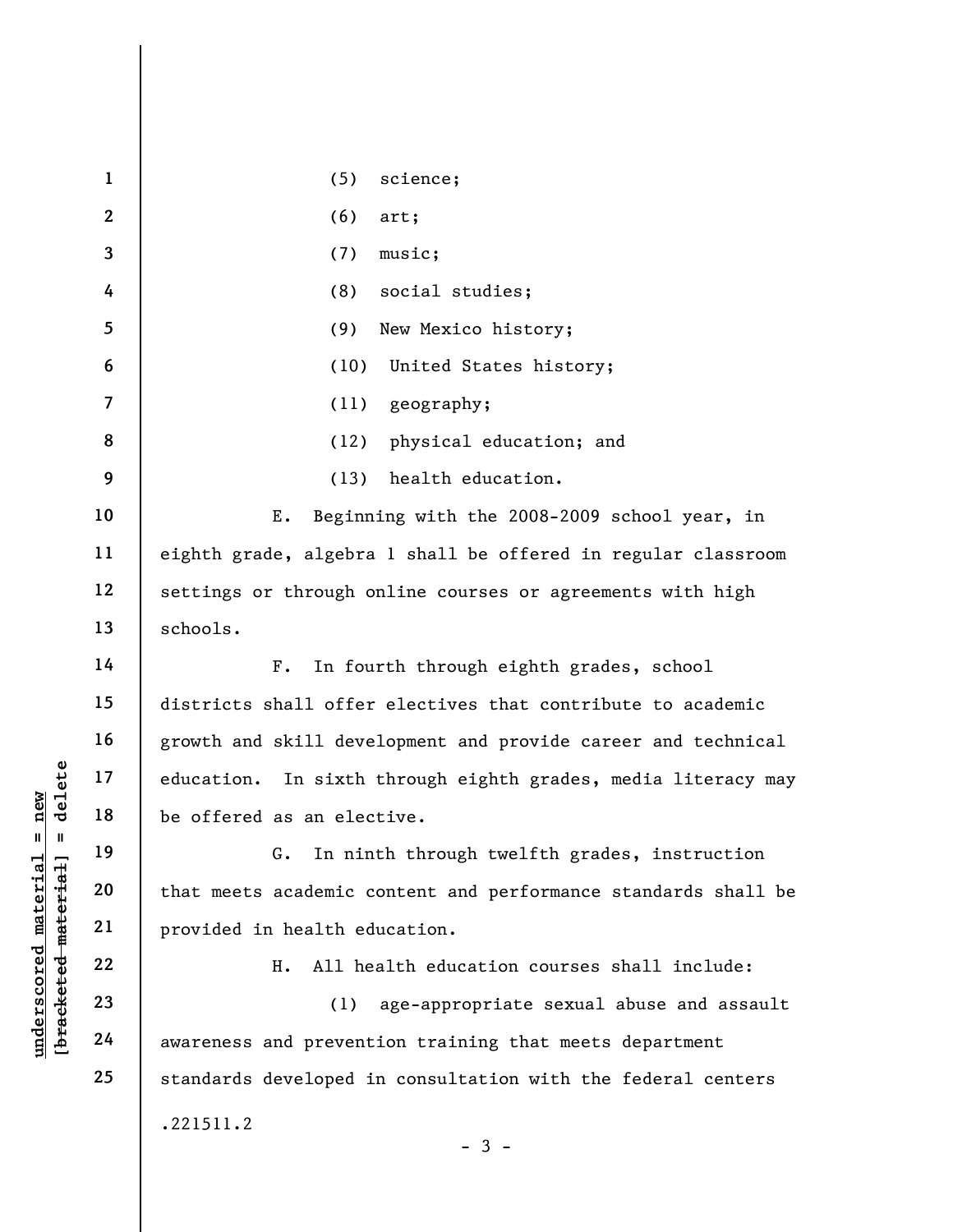(5) science;

(6) art;

(7) music;

(8) social studies;

(9) New Mexico history;

(10) United States history;

(11) geography;

(12) physical education; and

(13) health education.

E. Beginning with the 2008-2009 school year, in eighth grade, algebra 1 shall be offered in regular classroom settings or through online courses or agreements with high schools.

F. In fourth through eighth grades, school districts shall offer electives that contribute to academic growth and skill development and provide career and technical education. In sixth through eighth grades, media literacy may be offered as an elective.

G. In ninth through twelfth grades, instruction that meets academic content and performance standards shall be provided in health education.

H. All health education courses shall include:

(1) age-appropriate sexual abuse and assault awareness and prevention training that meets department standards developed in consultation with the federal centers

.221511.2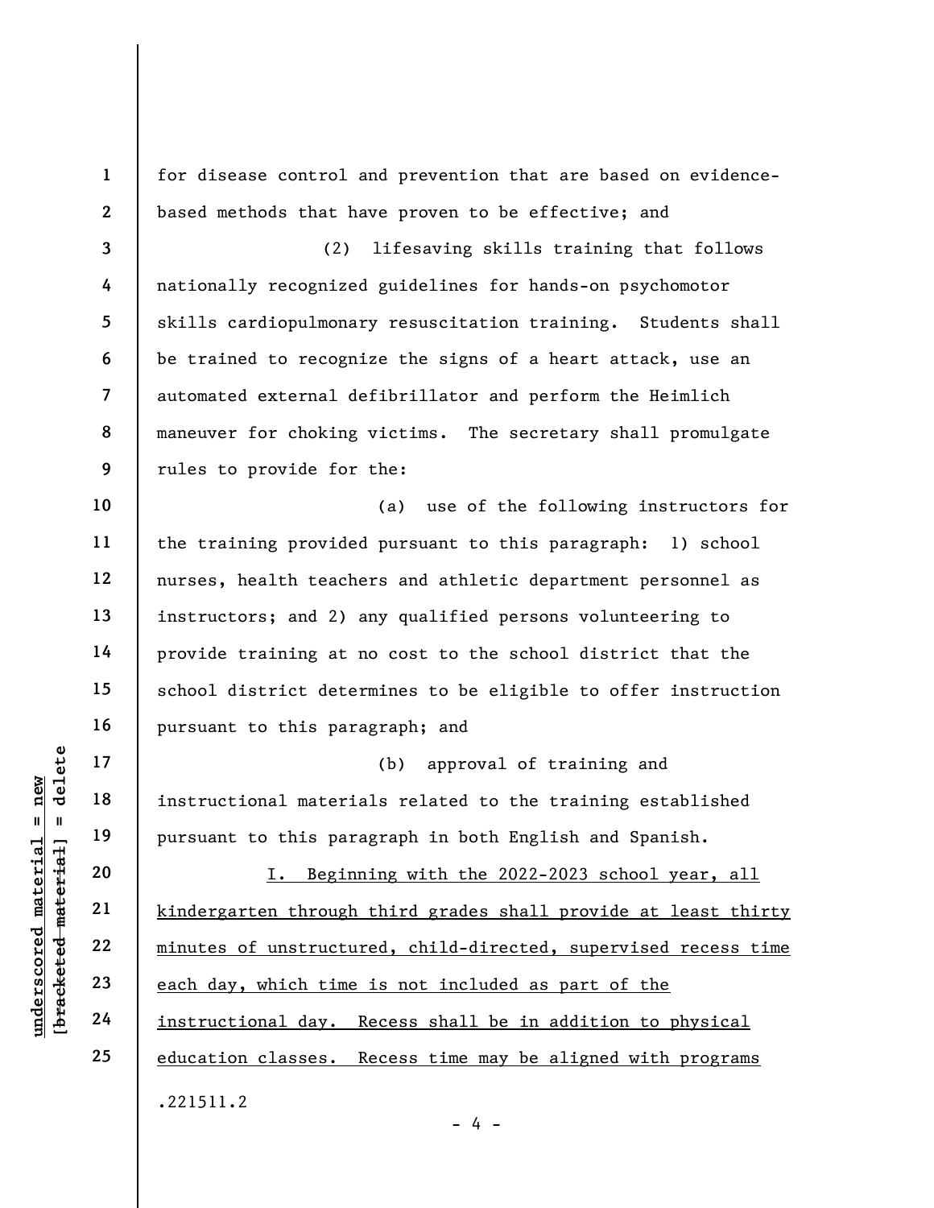for disease control and prevention that are based on evidence-based methods that have proven to be effective; and

(2) lifesaving skills training that follows nationally recognized guidelines for hands-on psychomotor skills cardiopulmonary resuscitation training. Students shall be trained to recognize the signs of a heart attack, use an automated external defibrillator and perform the Heimlich maneuver for choking victims. The secretary shall promulgate rules to provide for the:

(a) use of the following instructors for the training provided pursuant to this paragraph: 1) school nurses, health teachers and athletic department personnel as instructors; and 2) any qualified persons volunteering to provide training at no cost to the school district that the school district determines to be eligible to offer instruction pursuant to this paragraph; and

(b) approval of training and instructional materials related to the training established pursuant to this paragraph in both English and Spanish.

<u>I. Beginning with the 2022-2023 school year, all kindergarten through third grades shall provide at least thirty minutes of unstructured, child-directed, supervised recess time each day, which time is not included as part of the instructional day. Recess shall be in addition to physical education classes. Recess time may be aligned with programs</u>

.221511.2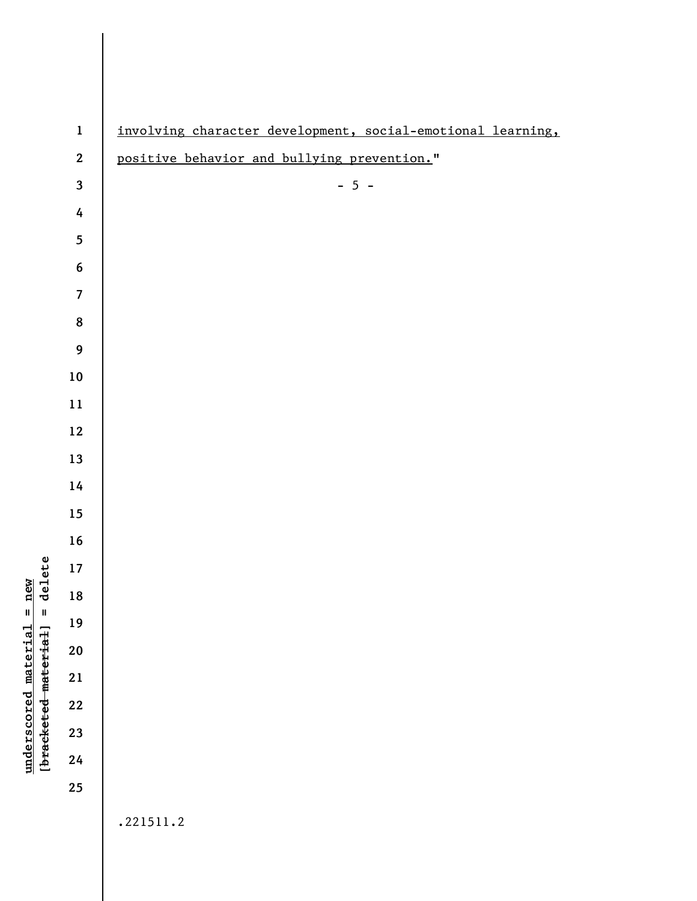<u>involving character development, social-emotional learning, positive behavior and bullying prevention.</u>"

.221511.2